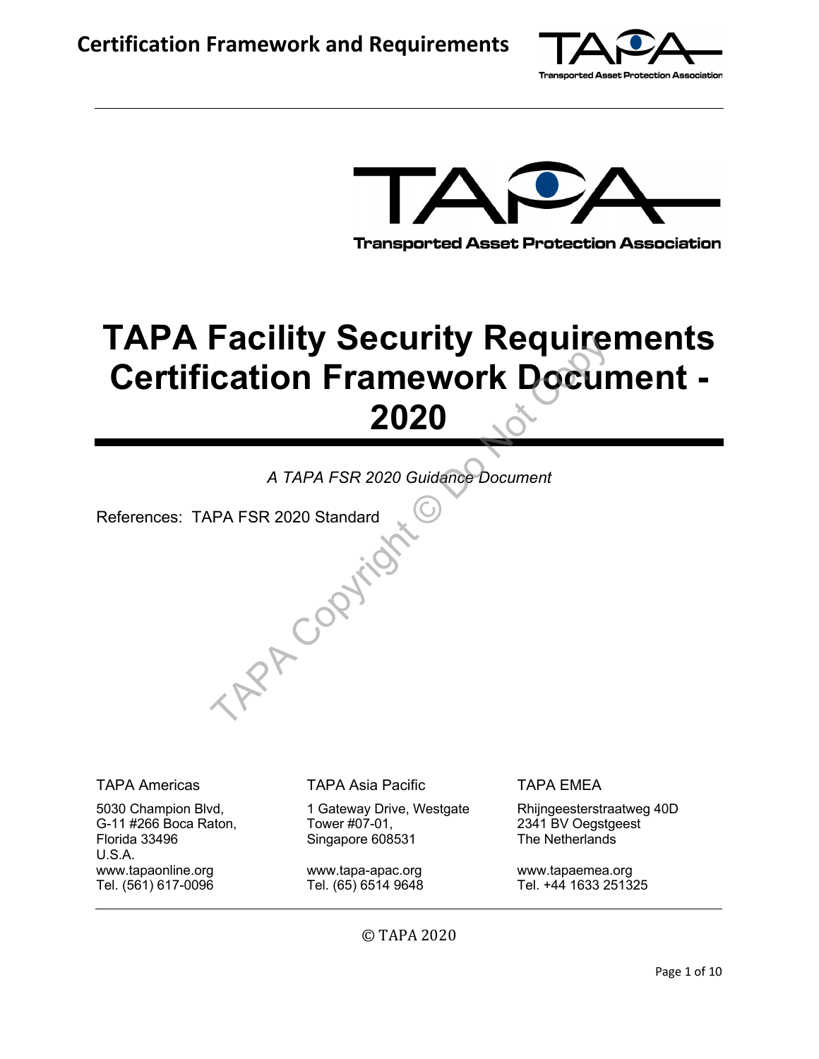Transported Asset Protection Association

# TAPA Facility Security Requirements Certification Framework Document - 2020

*A TAPA FSR 2020 Guidance Document*

References: TAPA FSR 2020 Standard

TAPA Americas

5030 Champion Blvd,
G-11 #266 Boca Raton,
Florida 33496
U.S.A.
www.tapaonline.org
Tel. (561) 617-0096

TAPA Asia Pacific

1 Gateway Drive, Westgate
Tower #07-01,
Singapore 608531

www.tapa-apac.org
Tel. (65) 6514 9648

TAPA EMEA

Rhijngeesterstraatweg 40D
2341 BV Oegstgeest
The Netherlands

www.tapaemea.org
Tel. +44 1633 251325

© TAPA 2020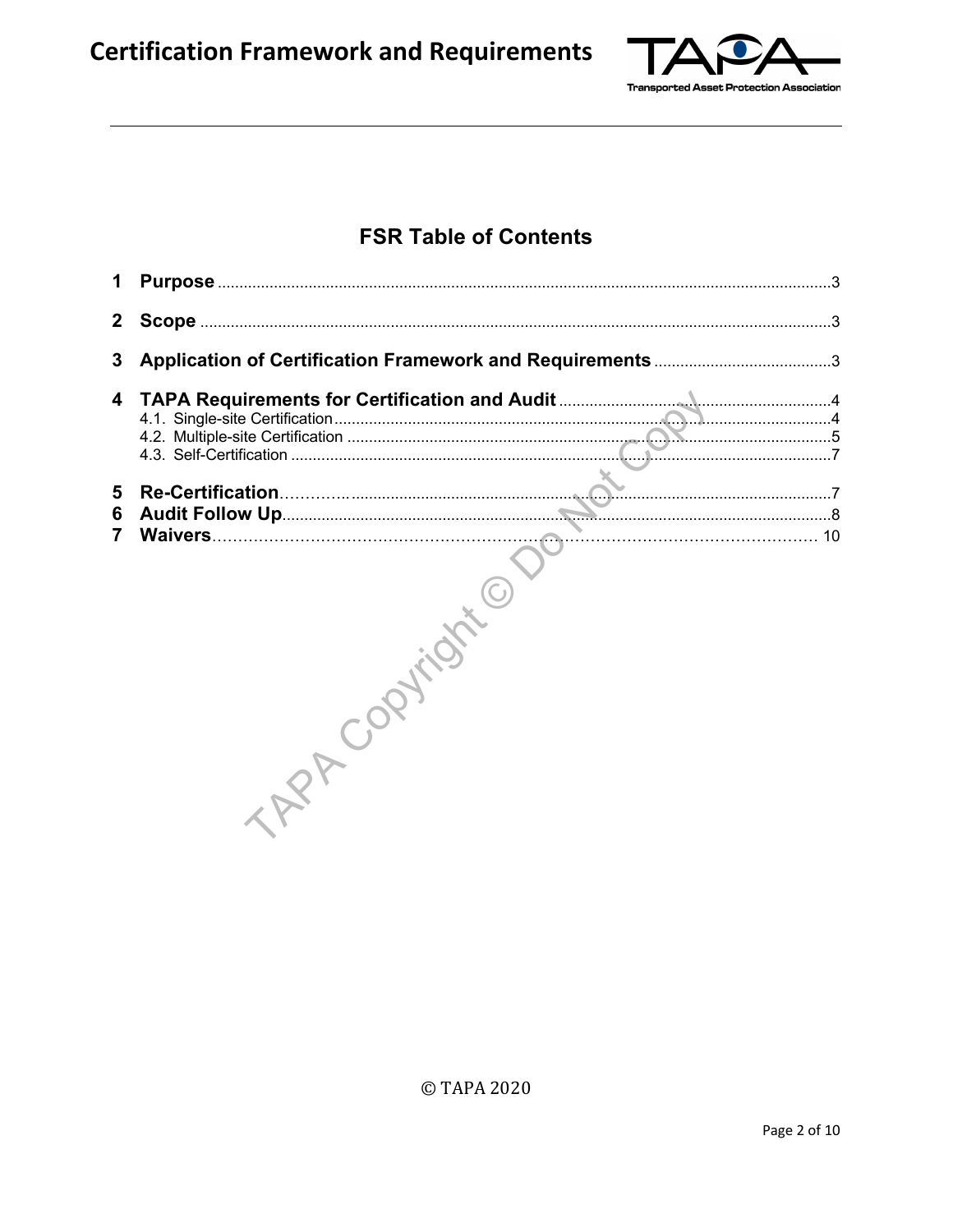# FSR Table of Contents

1 **Purpose** ........................................................................ 3

2 **Scope** ........................................................................ 3

3 **Application of Certification Framework and Requirements** ........................ 3

4 **TAPA Requirements for Certification and Audit** ........................................ 4
  - 4.1. Single-site Certification ........................................................ 4
  - 4.2. Multiple-site Certification ........................................................ 5
  - 4.3. Self-Certification ........................................................ 7

5 **Re-Certification** ........................................................................ 7

6 **Audit Follow Up** ........................................................................ 8

7 **Waivers** ........................................................................ 10

© TAPA 2020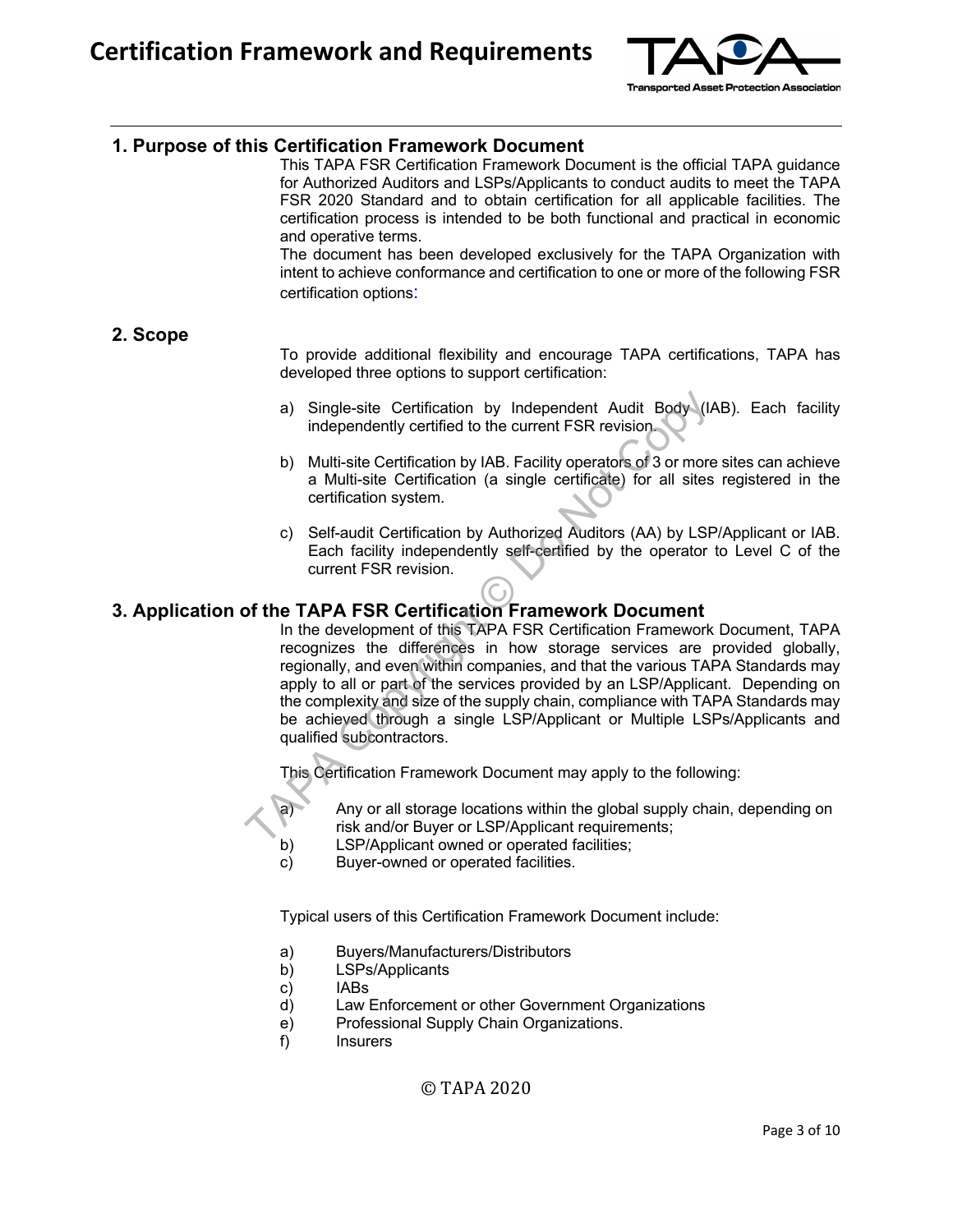## 1. Purpose of this Certification Framework Document

This TAPA FSR Certification Framework Document is the official TAPA guidance for Authorized Auditors and LSPs/Applicants to conduct audits to meet the TAPA FSR 2020 Standard and to obtain certification for all applicable facilities. The certification process is intended to be both functional and practical in economic and operative terms.

The document has been developed exclusively for the TAPA Organization with intent to achieve conformance and certification to one or more of the following FSR certification options:

## 2. Scope

To provide additional flexibility and encourage TAPA certifications, TAPA has developed three options to support certification:

a) Single-site Certification by Independent Audit Body (IAB). Each facility independently certified to the current FSR revision.

b) Multi-site Certification by IAB. Facility operators of 3 or more sites can achieve a Multi-site Certification (a single certificate) for all sites registered in the certification system.

c) Self-audit Certification by Authorized Auditors (AA) by LSP/Applicant or IAB. Each facility independently self-certified by the operator to Level C of the current FSR revision.

## 3. Application of the TAPA FSR Certification Framework Document

In the development of this TAPA FSR Certification Framework Document, TAPA recognizes the differences in how storage services are provided globally, regionally, and even within companies, and that the various TAPA Standards may apply to all or part of the services provided by an LSP/Applicant. Depending on the complexity and size of the supply chain, compliance with TAPA Standards may be achieved through a single LSP/Applicant or Multiple LSPs/Applicants and qualified subcontractors.

This Certification Framework Document may apply to the following:

a) Any or all storage locations within the global supply chain, depending on risk and/or Buyer or LSP/Applicant requirements;
b) LSP/Applicant owned or operated facilities;
c) Buyer-owned or operated facilities.

Typical users of this Certification Framework Document include:

a) Buyers/Manufacturers/Distributors
b) LSPs/Applicants
c) IABs
d) Law Enforcement or other Government Organizations
e) Professional Supply Chain Organizations.
f) Insurers

© TAPA 2020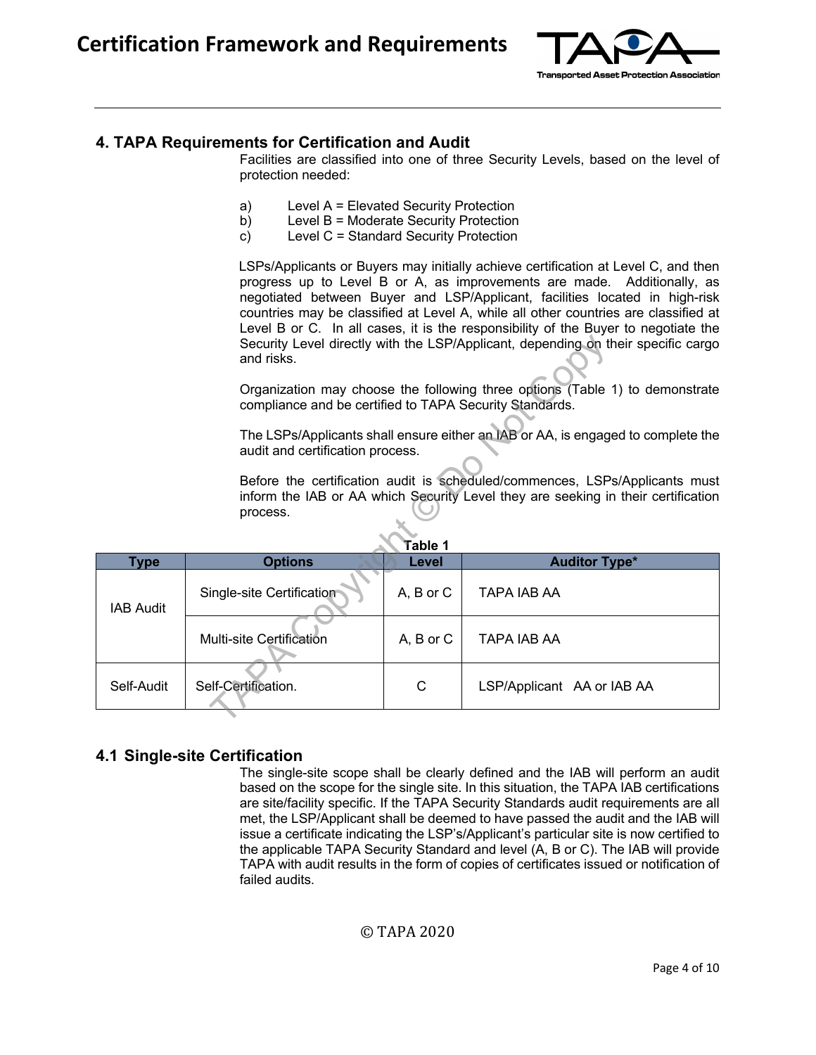## 4. TAPA Requirements for Certification and Audit

Facilities are classified into one of three Security Levels, based on the level of protection needed:

a) Level A = Elevated Security Protection
b) Level B = Moderate Security Protection
c) Level C = Standard Security Protection

LSPs/Applicants or Buyers may initially achieve certification at Level C, and then progress up to Level B or A, as improvements are made. Additionally, as negotiated between Buyer and LSP/Applicant, facilities located in high-risk countries may be classified at Level A, while all other countries are classified at Level B or C. In all cases, it is the responsibility of the Buyer to negotiate the Security Level directly with the LSP/Applicant, depending on their specific cargo and risks.

Organization may choose the following three options (Table 1) to demonstrate compliance and be certified to TAPA Security Standards.

The LSPs/Applicants shall ensure either an IAB or AA, is engaged to complete the audit and certification process.

Before the certification audit is scheduled/commences, LSPs/Applicants must inform the IAB or AA which Security Level they are seeking in their certification process.

**Table 1**

| Type | Options | Level | Auditor Type* |
| --- | --- | --- | --- |
| IAB Audit | Single-site Certification | A, B or C | TAPA IAB AA |
| | Multi-site Certification | A, B or C | TAPA IAB AA |
| Self-Audit | Self-Certification. | C | LSP/Applicant AA or IAB AA |

### 4.1 Single-site Certification

The single-site scope shall be clearly defined and the IAB will perform an audit based on the scope for the single site. In this situation, the TAPA IAB certifications are site/facility specific. If the TAPA Security Standards audit requirements are all met, the LSP/Applicant shall be deemed to have passed the audit and the IAB will issue a certificate indicating the LSP's/Applicant's particular site is now certified to the applicable TAPA Security Standard and level (A, B or C). The IAB will provide TAPA with audit results in the form of copies of certificates issued or notification of failed audits.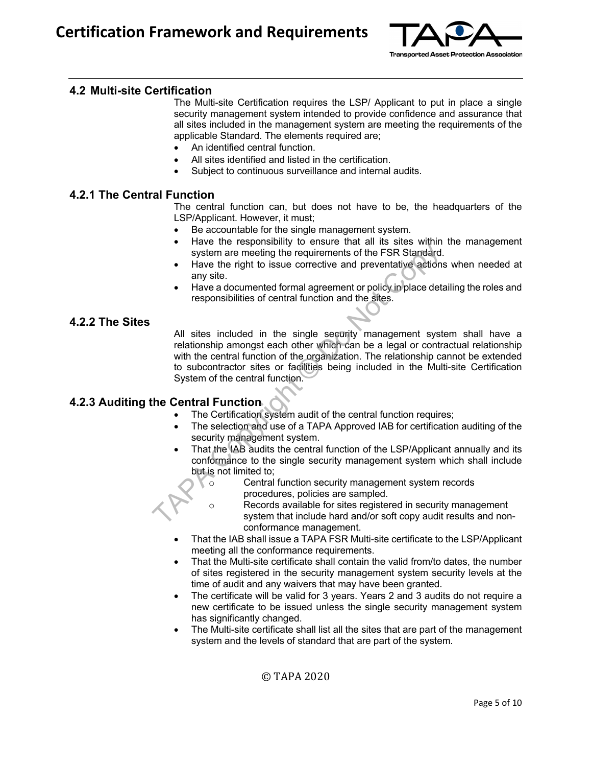## 4.2 Multi-site Certification

The Multi-site Certification requires the LSP/ Applicant to put in place a single security management system intended to provide confidence and assurance that all sites included in the management system are meeting the requirements of the applicable Standard. The elements required are;

- An identified central function.
- All sites identified and listed in the certification.
- Subject to continuous surveillance and internal audits.

### 4.2.1 The Central Function

The central function can, but does not have to be, the headquarters of the LSP/Applicant. However, it must;

- Be accountable for the single management system.
- Have the responsibility to ensure that all its sites within the management system are meeting the requirements of the FSR Standard.
- Have the right to issue corrective and preventative actions when needed at any site.
- Have a documented formal agreement or policy in place detailing the roles and responsibilities of central function and the sites.

### 4.2.2 The Sites

All sites included in the single security management system shall have a relationship amongst each other which can be a legal or contractual relationship with the central function of the organization. The relationship cannot be extended to subcontractor sites or facilities being included in the Multi-site Certification System of the central function.

### 4.2.3 Auditing the Central Function

- The Certification system audit of the central function requires;
- The selection and use of a TAPA Approved IAB for certification auditing of the security management system.
- That the IAB audits the central function of the LSP/Applicant annually and its conformance to the single security management system which shall include but is not limited to;
  - Central function security management system records procedures, policies are sampled.
  - Records available for sites registered in security management system that include hard and/or soft copy audit results and non-conformance management.
- That the IAB shall issue a TAPA FSR Multi-site certificate to the LSP/Applicant meeting all the conformance requirements.
- That the Multi-site certificate shall contain the valid from/to dates, the number of sites registered in the security management system security levels at the time of audit and any waivers that may have been granted.
- The certificate will be valid for 3 years. Years 2 and 3 audits do not require a new certificate to be issued unless the single security management system has significantly changed.
- The Multi-site certificate shall list all the sites that are part of the management system and the levels of standard that are part of the system.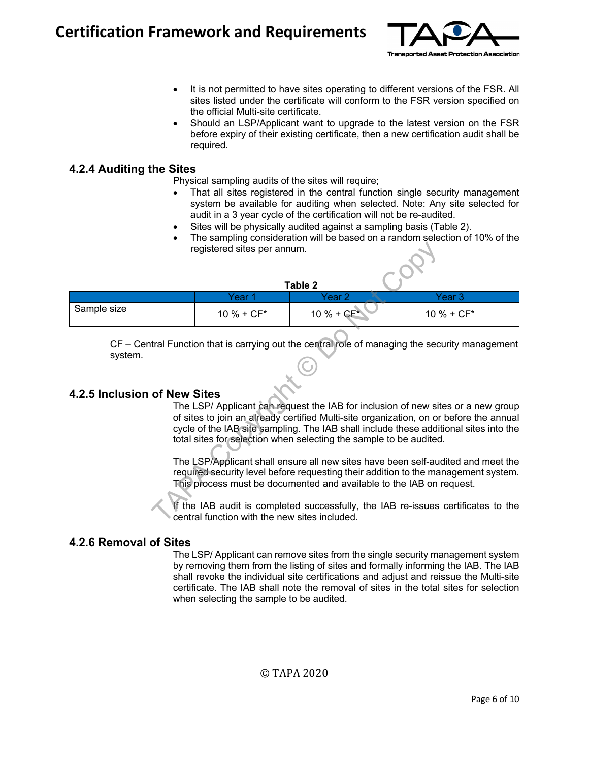- It is not permitted to have sites operating to different versions of the FSR. All sites listed under the certificate will conform to the FSR version specified on the official Multi-site certificate.
- Should an LSP/Applicant want to upgrade to the latest version on the FSR before expiry of their existing certificate, then a new certification audit shall be required.

### 4.2.4 Auditing the Sites

Physical sampling audits of the sites will require;

- That all sites registered in the central function single security management system be available for auditing when selected. Note: Any site selected for audit in a 3 year cycle of the certification will not be re-audited.
- Sites will be physically audited against a sampling basis (Table 2).
- The sampling consideration will be based on a random selection of 10% of the registered sites per annum.

**Table 2**

| | Year 1 | Year 2 | Year 3 |
|---|---|---|---|
| Sample size | 10 % + CF* | 10 % + CF* | 10 % + CF* |

CF – Central Function that is carrying out the central role of managing the security management system.

### 4.2.5 Inclusion of New Sites

The LSP/ Applicant can request the IAB for inclusion of new sites or a new group of sites to join an already certified Multi-site organization, on or before the annual cycle of the IAB site sampling. The IAB shall include these additional sites into the total sites for selection when selecting the sample to be audited.

The LSP/Applicant shall ensure all new sites have been self-audited and meet the required security level before requesting their addition to the management system. This process must be documented and available to the IAB on request.

If the IAB audit is completed successfully, the IAB re-issues certificates to the central function with the new sites included.

### 4.2.6 Removal of Sites

The LSP/ Applicant can remove sites from the single security management system by removing them from the listing of sites and formally informing the IAB. The IAB shall revoke the individual site certifications and adjust and reissue the Multi-site certificate. The IAB shall note the removal of sites in the total sites for selection when selecting the sample to be audited.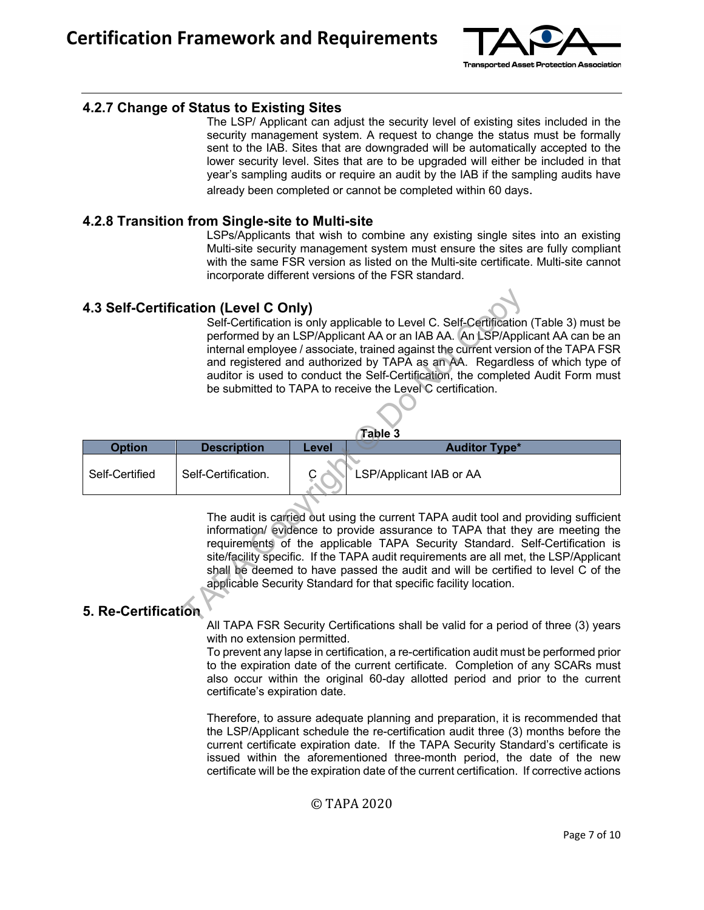### 4.2.7 Change of Status to Existing Sites

The LSP/ Applicant can adjust the security level of existing sites included in the security management system. A request to change the status must be formally sent to the IAB. Sites that are downgraded will be automatically accepted to the lower security level. Sites that are to be upgraded will either be included in that year's sampling audits or require an audit by the IAB if the sampling audits have already been completed or cannot be completed within 60 days.

### 4.2.8 Transition from Single-site to Multi-site

LSPs/Applicants that wish to combine any existing single sites into an existing Multi-site security management system must ensure the sites are fully compliant with the same FSR version as listed on the Multi-site certificate. Multi-site cannot incorporate different versions of the FSR standard.

## 4.3 Self-Certification (Level C Only)

Self-Certification is only applicable to Level C. Self-Certification (Table 3) must be performed by an LSP/Applicant AA or an IAB AA. An LSP/Applicant AA can be an internal employee / associate, trained against the current version of the TAPA FSR and registered and authorized by TAPA as an AA. Regardless of which type of auditor is used to conduct the Self-Certification, the completed Audit Form must be submitted to TAPA to receive the Level C certification.

**Table 3**

| Option | Description | Level | Auditor Type* |
|---|---|---|---|
| Self-Certified | Self-Certification. | C | LSP/Applicant IAB or AA |

The audit is carried out using the current TAPA audit tool and providing sufficient information/ evidence to provide assurance to TAPA that they are meeting the requirements of the applicable TAPA Security Standard. Self-Certification is site/facility specific. If the TAPA audit requirements are all met, the LSP/Applicant shall be deemed to have passed the audit and will be certified to level C of the applicable Security Standard for that specific facility location.

## 5. Re-Certification

All TAPA FSR Security Certifications shall be valid for a period of three (3) years with no extension permitted.

To prevent any lapse in certification, a re-certification audit must be performed prior to the expiration date of the current certificate. Completion of any SCARs must also occur within the original 60-day allotted period and prior to the current certificate's expiration date.

Therefore, to assure adequate planning and preparation, it is recommended that the LSP/Applicant schedule the re-certification audit three (3) months before the current certificate expiration date. If the TAPA Security Standard's certificate is issued within the aforementioned three-month period, the date of the new certificate will be the expiration date of the current certification. If corrective actions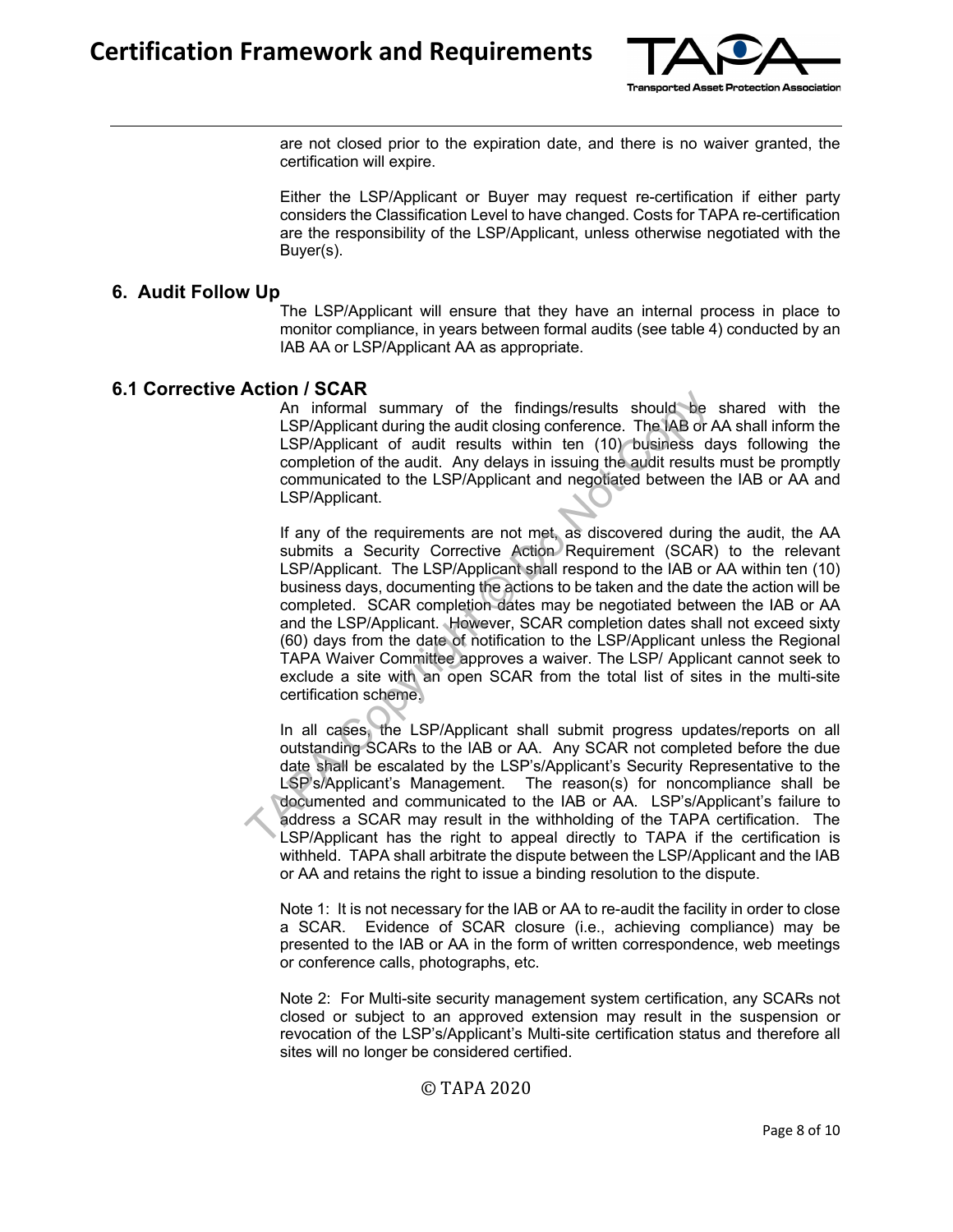are not closed prior to the expiration date, and there is no waiver granted, the certification will expire.

Either the LSP/Applicant or Buyer may request re-certification if either party considers the Classification Level to have changed. Costs for TAPA re-certification are the responsibility of the LSP/Applicant, unless otherwise negotiated with the Buyer(s).

## 6. Audit Follow Up

The LSP/Applicant will ensure that they have an internal process in place to monitor compliance, in years between formal audits (see table 4) conducted by an IAB AA or LSP/Applicant AA as appropriate.

## 6.1 Corrective Action / SCAR

An informal summary of the findings/results should be shared with the LSP/Applicant during the audit closing conference. The IAB or AA shall inform the LSP/Applicant of audit results within ten (10) business days following the completion of the audit. Any delays in issuing the audit results must be promptly communicated to the LSP/Applicant and negotiated between the IAB or AA and LSP/Applicant.

If any of the requirements are not met, as discovered during the audit, the AA submits a Security Corrective Action Requirement (SCAR) to the relevant LSP/Applicant. The LSP/Applicant shall respond to the IAB or AA within ten (10) business days, documenting the actions to be taken and the date the action will be completed. SCAR completion dates may be negotiated between the IAB or AA and the LSP/Applicant. However, SCAR completion dates shall not exceed sixty (60) days from the date of notification to the LSP/Applicant unless the Regional TAPA Waiver Committee approves a waiver. The LSP/ Applicant cannot seek to exclude a site with an open SCAR from the total list of sites in the multi-site certification scheme.

In all cases, the LSP/Applicant shall submit progress updates/reports on all outstanding SCARs to the IAB or AA. Any SCAR not completed before the due date shall be escalated by the LSP's/Applicant's Security Representative to the LSP's/Applicant's Management. The reason(s) for noncompliance shall be documented and communicated to the IAB or AA. LSP's/Applicant's failure to address a SCAR may result in the withholding of the TAPA certification. The LSP/Applicant has the right to appeal directly to TAPA if the certification is withheld. TAPA shall arbitrate the dispute between the LSP/Applicant and the IAB or AA and retains the right to issue a binding resolution to the dispute.

Note 1: It is not necessary for the IAB or AA to re-audit the facility in order to close a SCAR. Evidence of SCAR closure (i.e., achieving compliance) may be presented to the IAB or AA in the form of written correspondence, web meetings or conference calls, photographs, etc.

Note 2: For Multi-site security management system certification, any SCARs not closed or subject to an approved extension may result in the suspension or revocation of the LSP's/Applicant's Multi-site certification status and therefore all sites will no longer be considered certified.

© TAPA 2020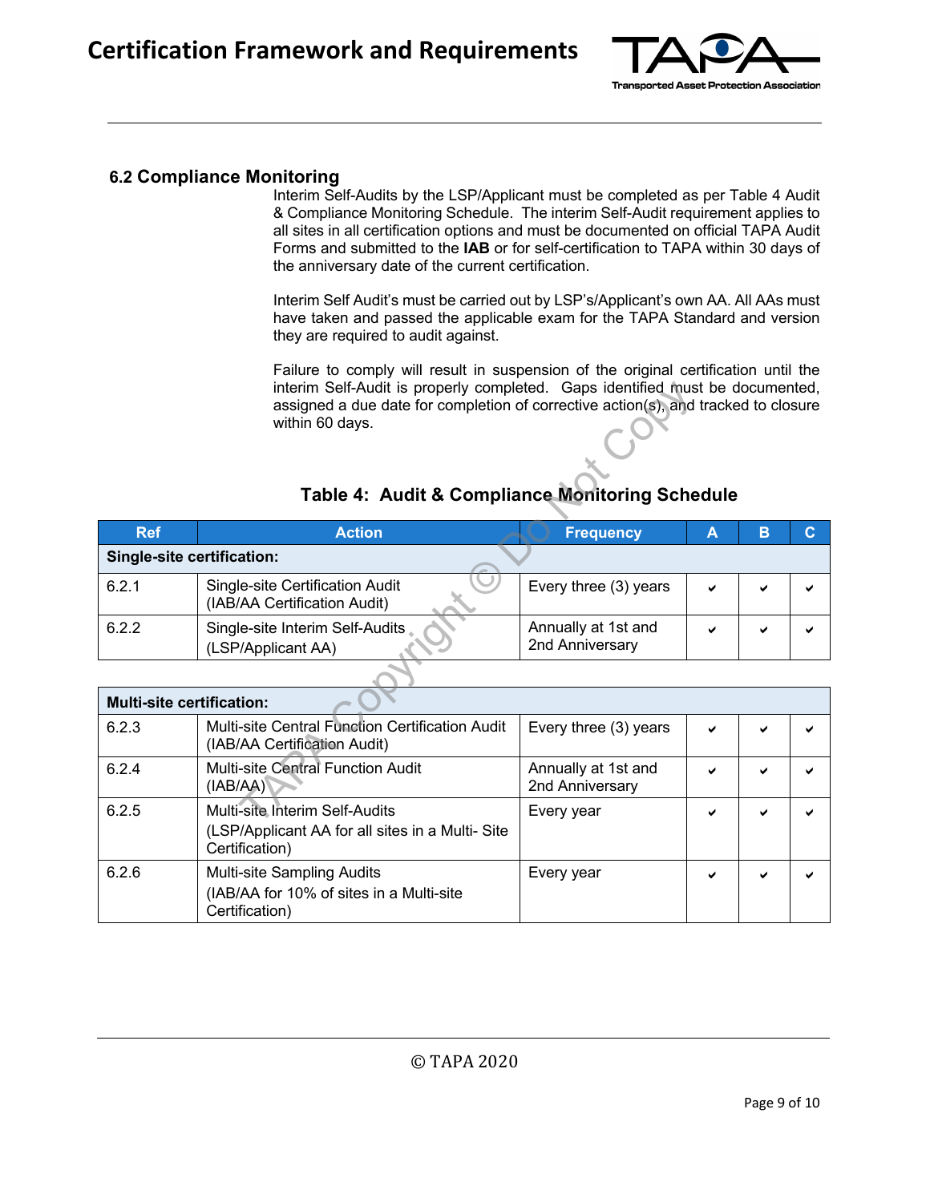## 6.2 Compliance Monitoring

Interim Self-Audits by the LSP/Applicant must be completed as per Table 4 Audit & Compliance Monitoring Schedule. The interim Self-Audit requirement applies to all sites in all certification options and must be documented on official TAPA Audit Forms and submitted to the **IAB** or for self-certification to TAPA within 30 days of the anniversary date of the current certification.

Interim Self Audit's must be carried out by LSP's/Applicant's own AA. All AAs must have taken and passed the applicable exam for the TAPA Standard and version they are required to audit against.

Failure to comply will result in suspension of the original certification until the interim Self-Audit is properly completed. Gaps identified must be documented, assigned a due date for completion of corrective action(s), and tracked to closure within 60 days.

**Table 4: Audit & Compliance Monitoring Schedule**

| Ref | Action | Frequency | A | B | C |
|---|---|---|---|---|---|
| **Single-site certification:** | | | | | |
| 6.2.1 | Single-site Certification Audit (IAB/AA Certification Audit) | Every three (3) years | ✔ | ✔ | ✔ |
| 6.2.2 | Single-site Interim Self-Audits (LSP/Applicant AA) | Annually at 1st and 2nd Anniversary | ✔ | ✔ | ✔ |
| **Multi-site certification:** | | | | | |
| 6.2.3 | Multi-site Central Function Certification Audit (IAB/AA Certification Audit) | Every three (3) years | ✔ | ✔ | ✔ |
| 6.2.4 | Multi-site Central Function Audit (IAB/AA) | Annually at 1st and 2nd Anniversary | ✔ | ✔ | ✔ |
| 6.2.5 | Multi-site Interim Self-Audits (LSP/Applicant AA for all sites in a Multi- Site Certification) | Every year | ✔ | ✔ | ✔ |
| 6.2.6 | Multi-site Sampling Audits (IAB/AA for 10% of sites in a Multi-site Certification) | Every year | ✔ | ✔ | ✔ |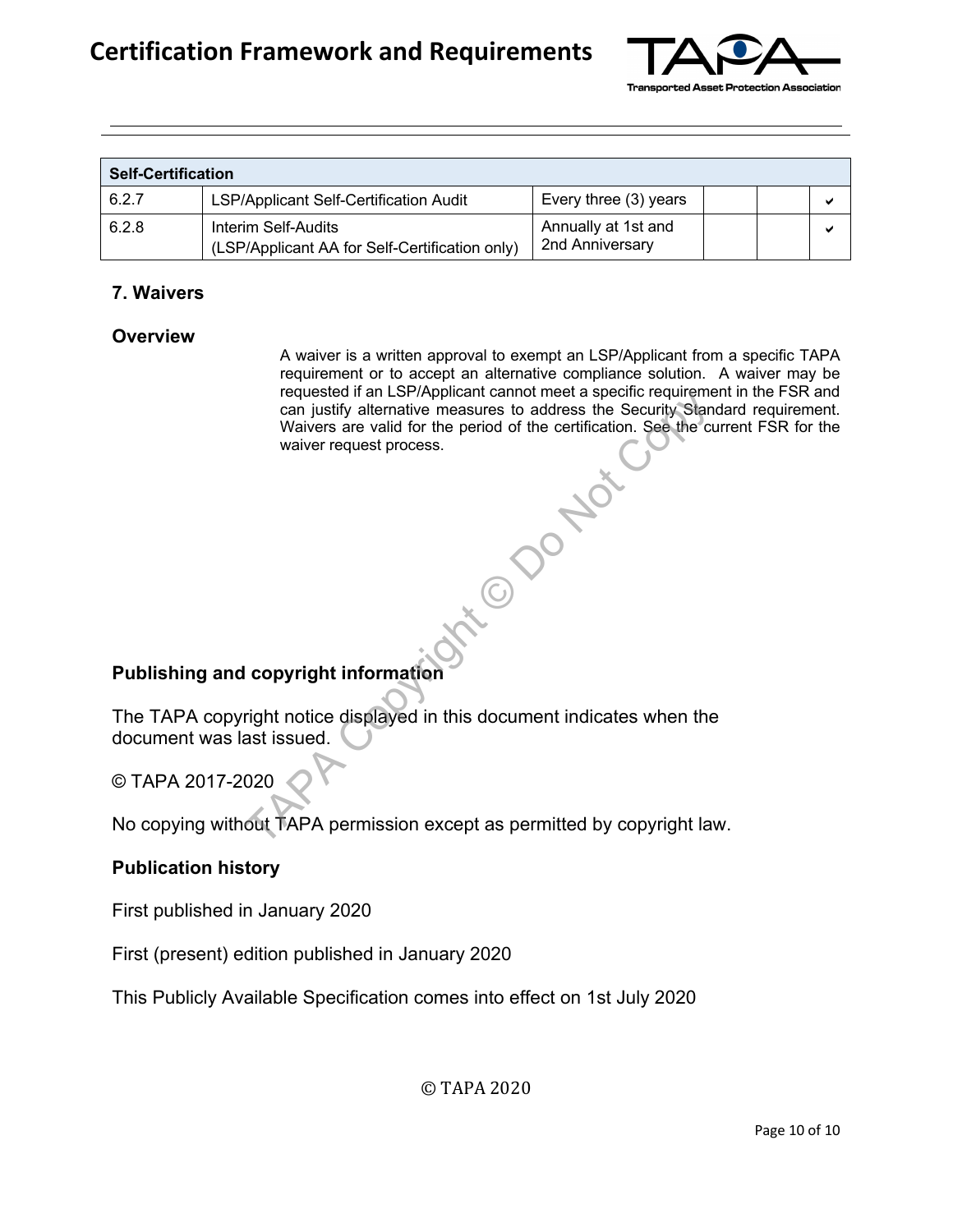| Self-Certification | | | | | |
|---|---|---|---|---|---|
| 6.2.7 | LSP/Applicant Self-Certification Audit | Every three (3) years | | | ✔ |
| 6.2.8 | Interim Self-Audits (LSP/Applicant AA for Self-Certification only) | Annually at 1st and 2nd Anniversary | | | ✔ |

## 7. Waivers

### Overview

A waiver is a written approval to exempt an LSP/Applicant from a specific TAPA requirement or to accept an alternative compliance solution. A waiver may be requested if an LSP/Applicant cannot meet a specific requirement in the FSR and can justify alternative measures to address the Security Standard requirement. Waivers are valid for the period of the certification. See the current FSR for the waiver request process.

### Publishing and copyright information

The TAPA copyright notice displayed in this document indicates when the document was last issued.

© TAPA 2017-2020

No copying without TAPA permission except as permitted by copyright law.

### Publication history

First published in January 2020

First (present) edition published in January 2020

This Publicly Available Specification comes into effect on 1st July 2020